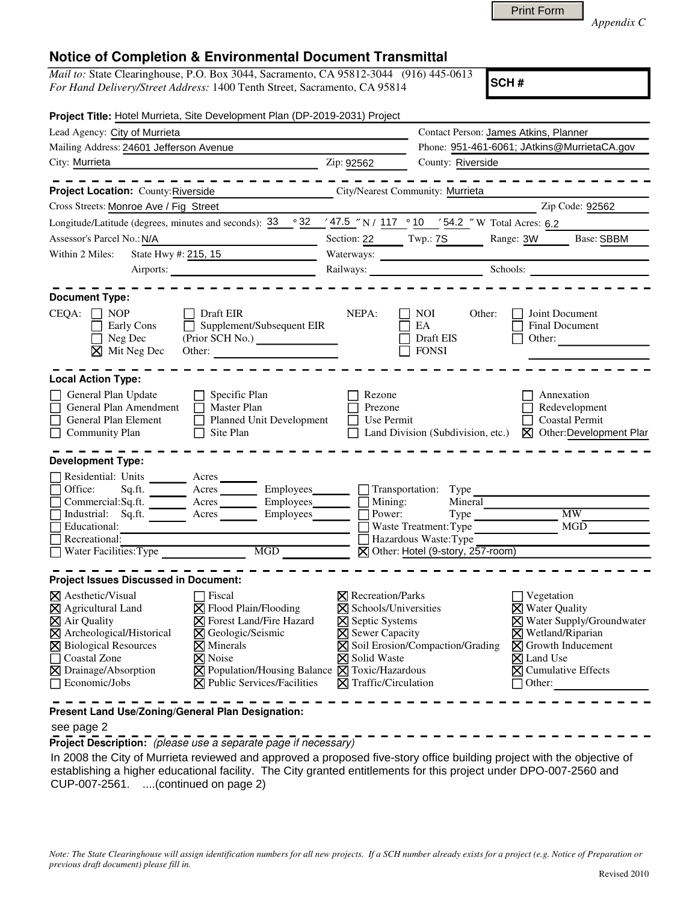Print Form

*Appendix C*

# Notice of Completion & Environmental Document Transmittal

*Mail to:* State Clearinghouse, P.O. Box 3044, Sacramento, CA 95812-3044 (916) 445-0613
*For Hand Delivery/Street Address:* 1400 Tenth Street, Sacramento, CA 95814

**SCH #**

**Project Title:** Hotel Murrieta, Site Development Plan (DP-2019-2031) Project

Lead Agency: City of Murrieta
Contact Person: James Atkins, Planner
Mailing Address: 24601 Jefferson Avenue
Phone: 951-461-6061; JAtkins@MurrietaCA.gov
City: Murrieta
Zip: 92562
County: Riverside

**Project Location:** County: Riverside
City/Nearest Community: Murrieta
Cross Streets: Monroe Ave / Fig Street
Zip Code: 92562
Longitude/Latitude (degrees, minutes and seconds): 33 ° 32 ′ 47.5 ″ N / 117 ° 10 ′ 54.2 ″ W Total Acres: 6.2
Assessor's Parcel No.: N/A
Section: 22 Twp.: 7S Range: 3W Base: SBBM
Within 2 Miles: State Hwy #: 215, 15
Waterways:
Airports:
Railways:
Schools:

**Document Type:**

CEQA:
- [ ] NOP
- [ ] Early Cons
- [ ] Neg Dec
- [x] Mit Neg Dec
- [ ] Draft EIR
- [ ] Supplement/Subsequent EIR (Prior SCH No.)
- Other:

NEPA:
- [ ] NOI
- [ ] EA
- [ ] Draft EIS
- [ ] FONSI

Other:
- [ ] Joint Document
- [ ] Final Document
- [ ] Other:

**Local Action Type:**

- [ ] General Plan Update
- [ ] General Plan Amendment
- [ ] General Plan Element
- [ ] Community Plan
- [ ] Specific Plan
- [ ] Master Plan
- [ ] Planned Unit Development
- [ ] Site Plan
- [ ] Rezone
- [ ] Prezone
- [ ] Use Permit
- [ ] Land Division (Subdivision, etc.)
- [ ] Annexation
- [ ] Redevelopment
- [ ] Coastal Permit
- [x] Other: Development Plan

**Development Type:**

- [ ] Residential: Units ____ Acres ____
- [ ] Office: Sq.ft. ____ Acres ____ Employees ____
- [ ] Commercial: Sq.ft. ____ Acres ____ Employees ____
- [ ] Industrial: Sq.ft. ____ Acres ____ Employees ____
- [ ] Educational:
- [ ] Recreational:
- [ ] Water Facilities: Type ____ MGD ____
- [ ] Transportation: Type
- [ ] Mining: Mineral
- [ ] Power: Type ____ MW
- [ ] Waste Treatment: Type ____ MGD
- [ ] Hazardous Waste: Type
- [x] Other: Hotel (9-story, 257-room)

**Project Issues Discussed in Document:**

- [x] Aesthetic/Visual
- [x] Agricultural Land
- [x] Air Quality
- [x] Archeological/Historical
- [x] Biological Resources
- [ ] Coastal Zone
- [x] Drainage/Absorption
- [ ] Economic/Jobs
- [ ] Fiscal
- [x] Flood Plain/Flooding
- [x] Forest Land/Fire Hazard
- [x] Geologic/Seismic
- [x] Minerals
- [x] Noise
- [x] Population/Housing Balance
- [x] Public Services/Facilities
- [x] Recreation/Parks
- [x] Schools/Universities
- [x] Septic Systems
- [x] Sewer Capacity
- [x] Soil Erosion/Compaction/Grading
- [x] Solid Waste
- [x] Toxic/Hazardous
- [x] Traffic/Circulation
- [ ] Vegetation
- [x] Water Quality
- [x] Water Supply/Groundwater
- [x] Wetland/Riparian
- [x] Growth Inducement
- [x] Land Use
- [x] Cumulative Effects
- [ ] Other:

**Present Land Use/Zoning/General Plan Designation:**

see page 2

**Project Description:** *(please use a separate page if necessary)*

In 2008 the City of Murrieta reviewed and approved a proposed five-story office building project with the objective of establishing a higher educational facility. The City granted entitlements for this project under DPO-007-2560 and CUP-007-2561. ....(continued on page 2)

*Note: The State Clearinghouse will assign identification numbers for all new projects. If a SCH number already exists for a project (e.g. Notice of Preparation or previous draft document) please fill in.*

Revised 2010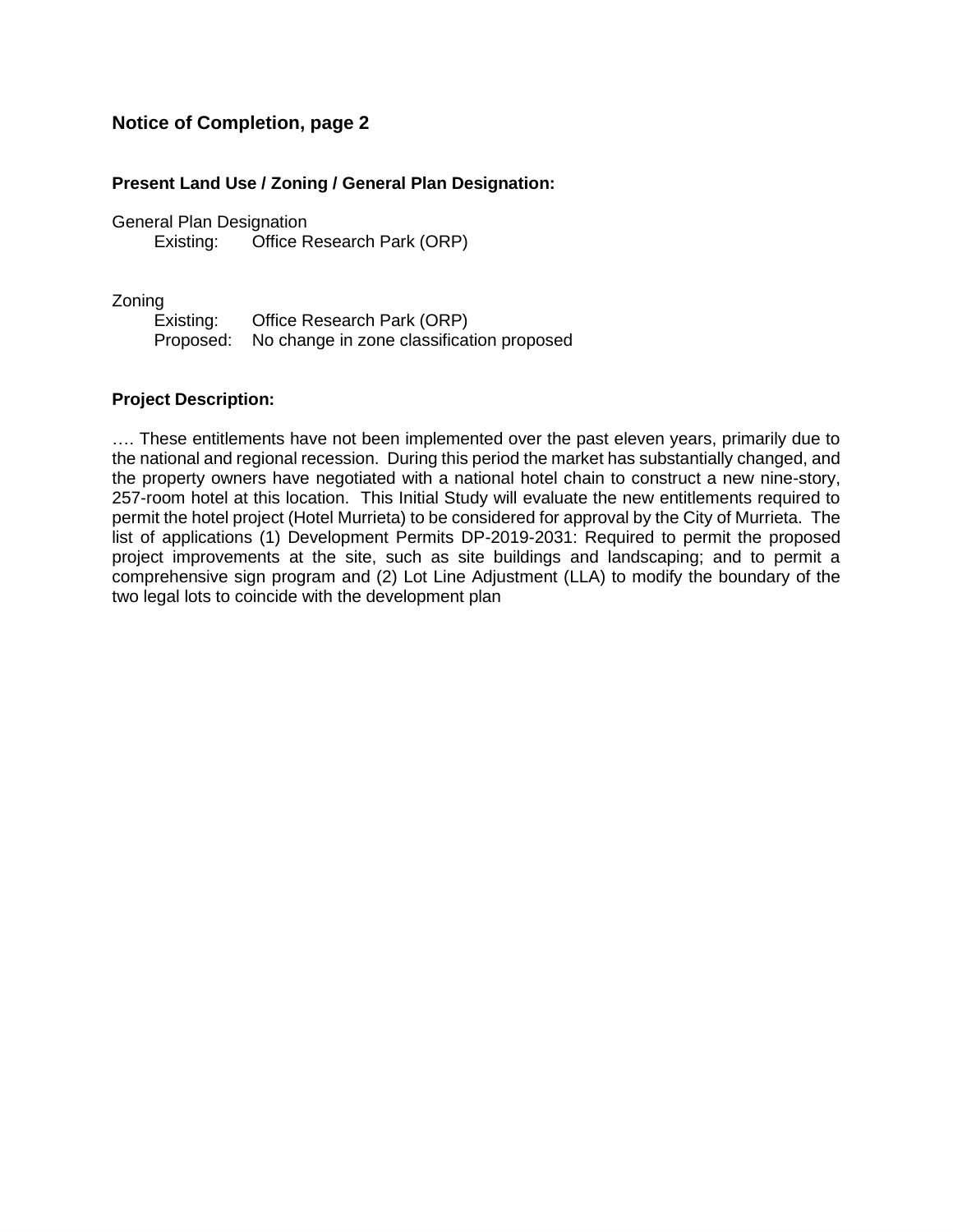## Notice of Completion, page 2

### Present Land Use / Zoning / General Plan Designation:

General Plan Designation
Existing: Office Research Park (ORP)

Zoning
Existing: Office Research Park (ORP)
Proposed: No change in zone classification proposed

### Project Description:

…. These entitlements have not been implemented over the past eleven years, primarily due to the national and regional recession. During this period the market has substantially changed, and the property owners have negotiated with a national hotel chain to construct a new nine-story, 257-room hotel at this location. This Initial Study will evaluate the new entitlements required to permit the hotel project (Hotel Murrieta) to be considered for approval by the City of Murrieta. The list of applications (1) Development Permits DP-2019-2031: Required to permit the proposed project improvements at the site, such as site buildings and landscaping; and to permit a comprehensive sign program and (2) Lot Line Adjustment (LLA) to modify the boundary of the two legal lots to coincide with the development plan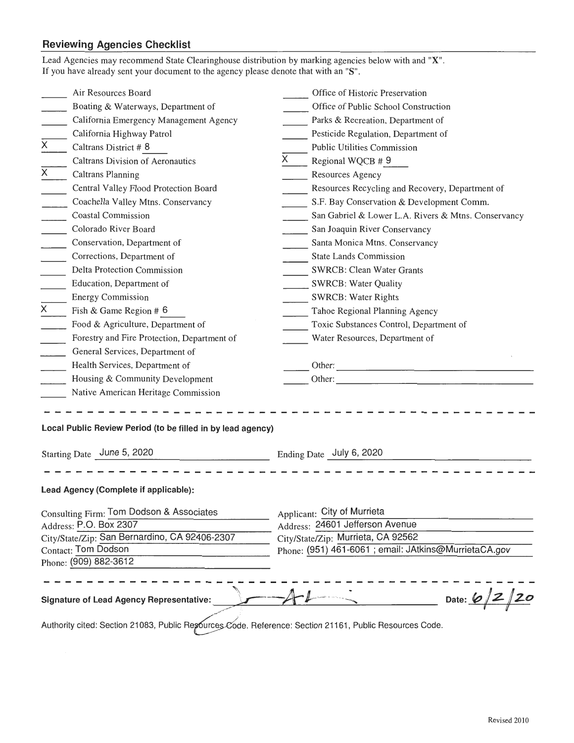## Reviewing Agencies Checklist

Lead Agencies may recommend State Clearinghouse distribution by marking agencies below with and "**X**".
If you have already sent your document to the agency please denote that with an "**S**".

| | | | |
|---|---|---|---|
| ____ | Air Resources Board | ____ | Office of Historic Preservation |
| ____ | Boating & Waterways, Department of | ____ | Office of Public School Construction |
| ____ | California Emergency Management Agency | ____ | Parks & Recreation, Department of |
| ____ | California Highway Patrol | ____ | Pesticide Regulation, Department of |
| X | Caltrans District # 8 | ____ | Public Utilities Commission |
| ____ | Caltrans Division of Aeronautics | X | Regional WQCB # 9 |
| X | Caltrans Planning | ____ | Resources Agency |
| ____ | Central Valley Flood Protection Board | ____ | Resources Recycling and Recovery, Department of |
| ____ | Coachella Valley Mtns. Conservancy | ____ | S.F. Bay Conservation & Development Comm. |
| ____ | Coastal Commission | ____ | San Gabriel & Lower L.A. Rivers & Mtns. Conservancy |
| ____ | Colorado River Board | ____ | San Joaquin River Conservancy |
| ____ | Conservation, Department of | ____ | Santa Monica Mtns. Conservancy |
| ____ | Corrections, Department of | ____ | State Lands Commission |
| ____ | Delta Protection Commission | ____ | SWRCB: Clean Water Grants |
| ____ | Education, Department of | ____ | SWRCB: Water Quality |
| ____ | Energy Commission | ____ | SWRCB: Water Rights |
| X | Fish & Game Region # 6 | ____ | Tahoe Regional Planning Agency |
| ____ | Food & Agriculture, Department of | ____ | Toxic Substances Control, Department of |
| ____ | Forestry and Fire Protection, Department of | ____ | Water Resources, Department of |
| ____ | General Services, Department of | | |
| ____ | Health Services, Department of | ____ | Other: |
| ____ | Housing & Community Development | ____ | Other: |
| ____ | Native American Heritage Commission | | |

**Local Public Review Period (to be filled in by lead agency)**

Starting Date June 5, 2020 Ending Date July 6, 2020

**Lead Agency (Complete if applicable):**

Consulting Firm: Tom Dodson & Associates
Address: P.O. Box 2307
City/State/Zip: San Bernardino, CA 92406-2307
Contact: Tom Dodson
Phone: (909) 882-3612

Applicant: City of Murrieta
Address: 24601 Jefferson Avenue
City/State/Zip: Murrieta, CA 92562
Phone: (951) 461-6061 ; email: JAtkins@MurrietaCA.gov

**Signature of Lead Agency Representative:** [signature] **Date:** 6/2/20

Authority cited: Section 21083, Public Resources Code. Reference: Section 21161, Public Resources Code.

Revised 2010